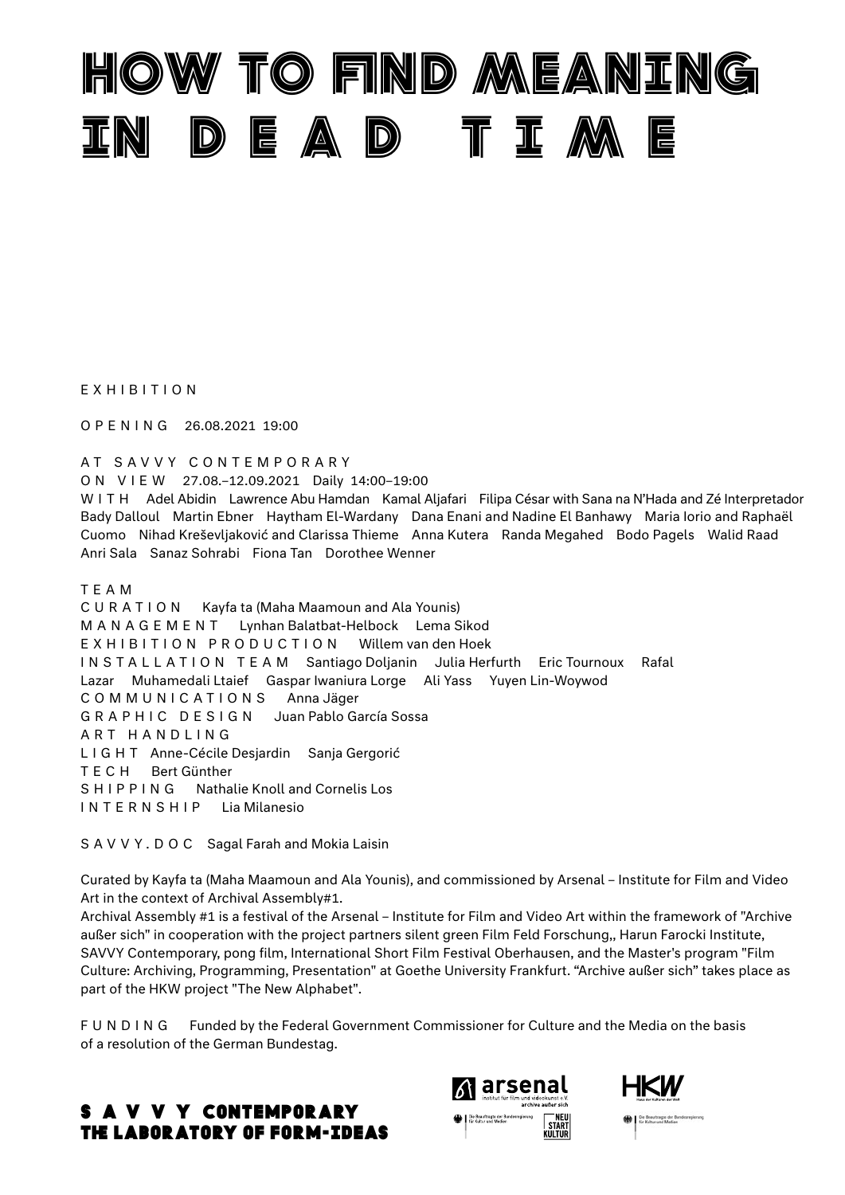# HOW TO FIND MEANING IN DEAD TIME

EXHIBITION

OPENING 26.08.2021 19:00

AT SAVVY CONTEMPORARY
ON VIEW 27.08.–12.09.2021 Daily 14:00–19:00
WITH Adel Abidin Lawrence Abu Hamdan Kamal Aljafari Filipa César with Sana na N'Hada and Zé Interpretador Bady Dalloul Martin Ebner Haytham El-Wardany Dana Enani and Nadine El Banhawy Maria Iorio and Raphaël Cuomo Nihad Kreševljaković and Clarissa Thieme Anna Kutera Randa Megahed Bodo Pagels Walid Raad Anri Sala Sanaz Sohrabi Fiona Tan Dorothee Wenner

TEAM
CURATION Kayfa ta (Maha Maamoun and Ala Younis)
MANAGEMENT Lynhan Balatbat-Helbock Lema Sikod
EXHIBITION PRODUCTION Willem van den Hoek
INSTALLATION TEAM Santiago Doljanin Julia Herfurth Eric Tournoux Rafal Lazar Muhamedali Ltaief Gaspar Iwaniura Lorge Ali Yass Yuyen Lin-Woywod
COMMUNICATIONS Anna Jäger
GRAPHIC DESIGN Juan Pablo García Sossa
ART HANDLING
LIGHT Anne-Cécile Desjardin Sanja Gergorić
TECH Bert Günther
SHIPPING Nathalie Knoll and Cornelis Los
INTERNSHIP Lia Milanesio

SAVVY.DOC Sagal Farah and Mokia Laisin

Curated by Kayfa ta (Maha Maamoun and Ala Younis), and commissioned by Arsenal – Institute for Film and Video Art in the context of Archival Assembly#1.
Archival Assembly #1 is a festival of the Arsenal – Institute for Film and Video Art within the framework of "Archive außer sich" in cooperation with the project partners silent green Film Feld Forschung,, Harun Farocki Institute, SAVVY Contemporary, pong film, International Short Film Festival Oberhausen, and the Master's program "Film Culture: Archiving, Programming, Presentation" at Goethe University Frankfurt. "Archive außer sich" takes place as part of the HKW project "The New Alphabet".

FUNDING Funded by the Federal Government Commissioner for Culture and the Media on the basis of a resolution of the German Bundestag.

SAVVY CONTEMPORARY
THE LABORATORY OF FORM-IDEAS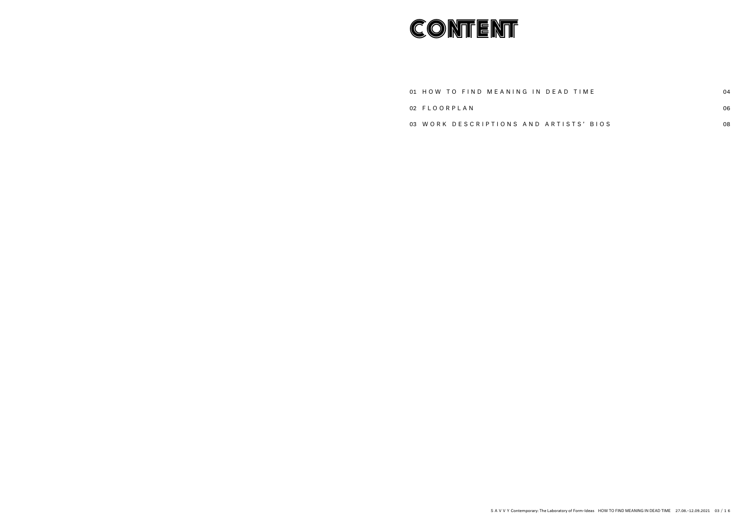# CONTENT

| | | |
|---|---|---|
| 01 | HOW TO FIND MEANING IN DEAD TIME | 04 |
| 02 | FLOORPLAN | 06 |
| 03 | WORK DESCRIPTIONS AND ARTISTS' BIOS | 08 |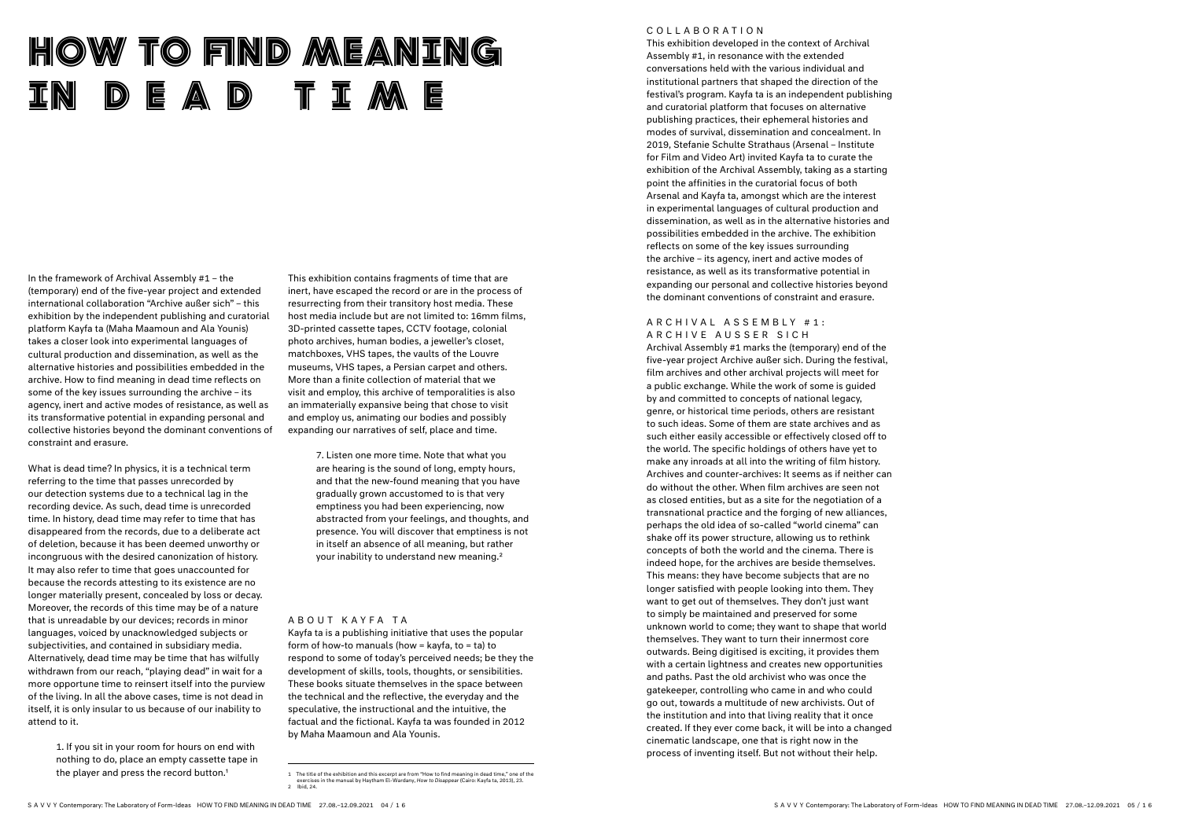# HOW TO FIND MEANING IN DEAD TIME

In the framework of Archival Assembly #1 – the (temporary) end of the five-year project and extended international collaboration "Archive außer sich" – this exhibition by the independent publishing and curatorial platform Kayfa ta (Maha Maamoun and Ala Younis) takes a closer look into experimental languages of cultural production and dissemination, as well as the alternative histories and possibilities embedded in the archive. How to find meaning in dead time reflects on some of the key issues surrounding the archive – its agency, inert and active modes of resistance, as well as its transformative potential in expanding personal and collective histories beyond the dominant conventions of constraint and erasure.

What is dead time? In physics, it is a technical term referring to the time that passes unrecorded by our detection systems due to a technical lag in the recording device. As such, dead time is unrecorded time. In history, dead time may refer to time that has disappeared from the records, due to a deliberate act of deletion, because it has been deemed unworthy or incongruous with the desired canonization of history. It may also refer to time that goes unaccounted for because the records attesting to its existence are no longer materially present, concealed by loss or decay. Moreover, the records of this time may be of a nature that is unreadable by our devices; records in minor languages, voiced by unacknowledged subjects or subjectivities, and contained in subsidiary media. Alternatively, dead time may be time that has wilfully withdrawn from our reach, "playing dead" in wait for a more opportune time to reinsert itself into the purview of the living. In all the above cases, time is not dead in itself, it is only insular to us because of our inability to attend to it.

> 1. If you sit in your room for hours on end with nothing to do, place an empty cassette tape in the player and press the record button.[1]

This exhibition contains fragments of time that are inert, have escaped the record or are in the process of resurrecting from their transitory host media. These host media include but are not limited to: 16mm films, 3D-printed cassette tapes, CCTV footage, colonial photo archives, human bodies, a jeweller's closet, matchboxes, VHS tapes, the vaults of the Louvre museums, VHS tapes, a Persian carpet and others. More than a finite collection of material that we visit and employ, this archive of temporalities is also an immaterially expansive being that chose to visit and employ us, animating our bodies and possibly expanding our narratives of self, place and time.

> 7. Listen one more time. Note that what you are hearing is the sound of long, empty hours, and that the new-found meaning that you have gradually grown accustomed to is that very emptiness you had been experiencing, now abstracted from your feelings, and thoughts, and presence. You will discover that emptiness is not in itself an absence of all meaning, but rather your inability to understand new meaning.[2]

## ABOUT KAYFA TA

Kayfa ta is a publishing initiative that uses the popular form of how-to manuals (how = kayfa, to = ta) to respond to some of today's perceived needs; be they the development of skills, tools, thoughts, or sensibilities. These books situate themselves in the space between the technical and the reflective, the everyday and the speculative, the instructional and the intuitive, the factual and the fictional. Kayfa ta was founded in 2012 by Maha Maamoun and Ala Younis.

[1] The title of the exhibition and this excerpt are from "How to find meaning in dead time," one of the exercises in the manual by Haytham El-Wardany, *How to Disappear* (Cairo: Kayfa ta, 2013), 23.
[2] Ibid, 24.

## COLLABORATION

This exhibition developed in the context of Archival Assembly #1, in resonance with the extended conversations held with the various individual and institutional partners that shaped the direction of the festival's program. Kayfa ta is an independent publishing and curatorial platform that focuses on alternative publishing practices, their ephemeral histories and modes of survival, dissemination and concealment. In 2019, Stefanie Schulte Strathaus (Arsenal – Institute for Film and Video Art) invited Kayfa ta to curate the exhibition of the Archival Assembly, taking as a starting point the affinities in the curatorial focus of both Arsenal and Kayfa ta, amongst which are the interest in experimental languages of cultural production and dissemination, as well as in the alternative histories and possibilities embedded in the archive. The exhibition reflects on some of the key issues surrounding the archive – its agency, inert and active modes of resistance, as well as its transformative potential in expanding our personal and collective histories beyond the dominant conventions of constraint and erasure.

## ARCHIVAL ASSEMBLY #1: ARCHIVE AUSSER SICH

Archival Assembly #1 marks the (temporary) end of the five-year project Archive außer sich. During the festival, film archives and other archival projects will meet for a public exchange. While the work of some is guided by and committed to concepts of national legacy, genre, or historical time periods, others are resistant to such ideas. Some of them are state archives and as such either easily accessible or effectively closed off to the world. The specific holdings of others have yet to make any inroads at all into the writing of film history. Archives and counter-archives: It seems as if neither can do without the other. When film archives are seen not as closed entities, but as a site for the negotiation of a transnational practice and the forging of new alliances, perhaps the old idea of so-called "world cinema" can shake off its power structure, allowing us to rethink concepts of both the world and the cinema. There is indeed hope, for the archives are beside themselves. This means: they have become subjects that are no longer satisfied with people looking into them. They want to get out of themselves. They don't just want to simply be maintained and preserved for some unknown world to come; they want to shape that world themselves. They want to turn their innermost core outwards. Being digitised is exciting, it provides them with a certain lightness and creates new opportunities and paths. Past the old archivist who was once the gatekeeper, controlling who came in and who could go out, towards a multitude of new archivists. Out of the institution and into that living reality that it once created. If they ever come back, it will be into a changed cinematic landscape, one that is right now in the process of inventing itself. But not without their help.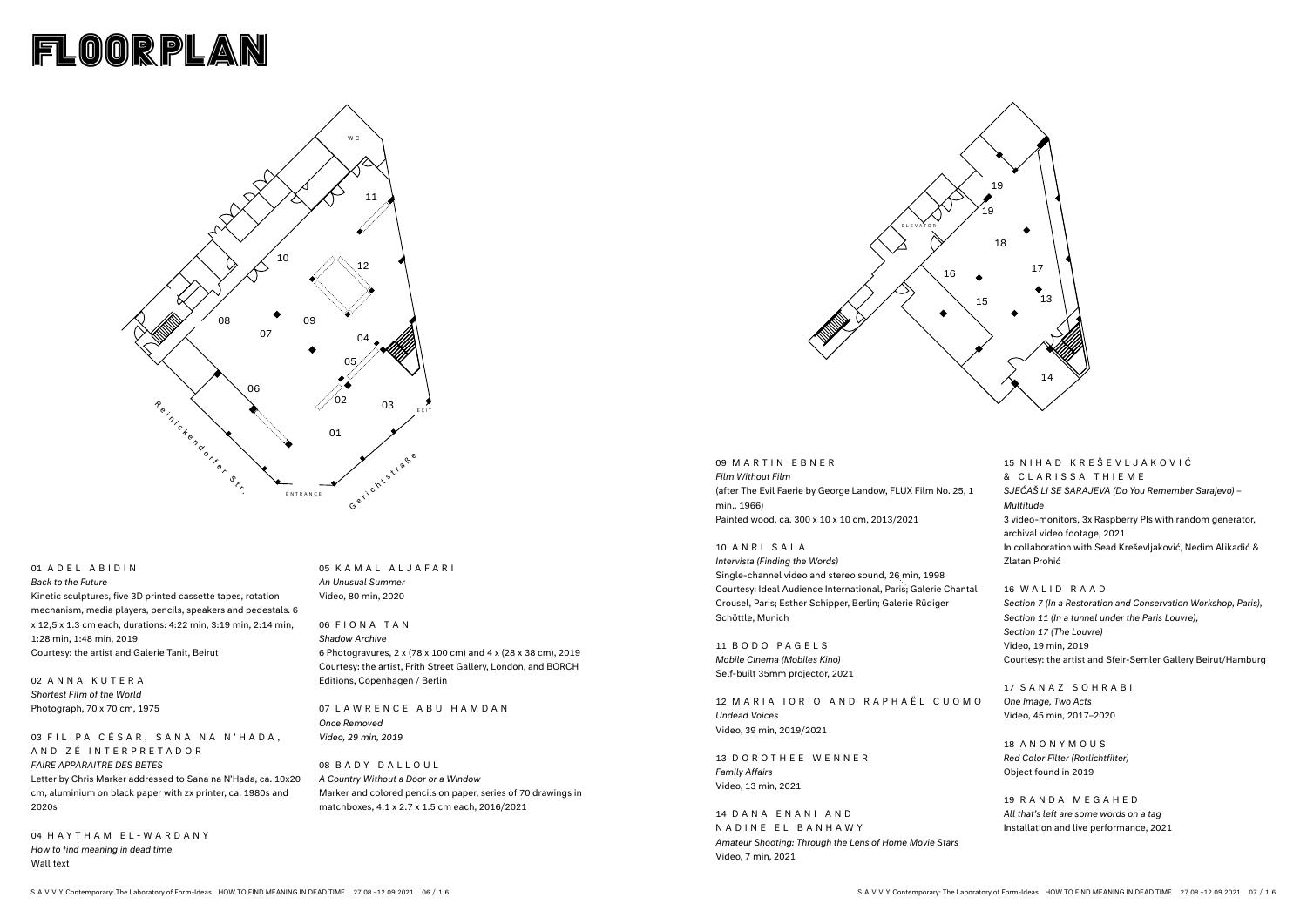# FLOORPLAN

01 ADEL ABIDIN
*Back to the Future*
Kinetic sculptures, five 3D printed cassette tapes, rotation mechanism, media players, pencils, speakers and pedestals. 6 x 12,5 x 1.3 cm each, durations: 4:22 min, 3:19 min, 2:14 min, 1:28 min, 1:48 min, 2019
Courtesy: the artist and Galerie Tanit, Beirut

02 ANNA KUTERA
*Shortest Film of the World*
Photograph, 70 x 70 cm, 1975

03 FILIPA CÉSAR, SANA NA N'HADA, AND ZÉ INTERPRETADOR
*FAIRE APPARAITRE DES BETES*
Letter by Chris Marker addressed to Sana na N'Hada, ca. 10x20 cm, aluminium on black paper with zx printer, ca. 1980s and 2020s

04 HAYTHAM EL-WARDANY
*How to find meaning in dead time*
Wall text

05 KAMAL ALJAFARI
*An Unusual Summer*
Video, 80 min, 2020

06 FIONA TAN
*Shadow Archive*
6 Photogravures, 2 x (78 x 100 cm) and 4 x (28 x 38 cm), 2019
Courtesy: the artist, Frith Street Gallery, London, and BORCH Editions, Copenhagen / Berlin

07 LAWRENCE ABU HAMDAN
*Once Removed*
*Video, 29 min, 2019*

08 BADY DALLOUL
*A Country Without a Door or a Window*
Marker and colored pencils on paper, series of 70 drawings in matchboxes, 4.1 x 2.7 x 1.5 cm each, 2016/2021

09 MARTIN EBNER
*Film Without Film*
(after The Evil Faerie by George Landow, FLUX Film No. 25, 1 min., 1966)
Painted wood, ca. 300 x 10 x 10 cm, 2013/2021

10 ANRI SALA
*Intervista (Finding the Words)*
Single-channel video and stereo sound, 26 min, 1998
Courtesy: Ideal Audience International, Paris; Galerie Chantal Crousel, Paris; Esther Schipper, Berlin; Galerie Rüdiger Schöttle, Munich

11 BODO PAGELS
*Mobile Cinema (Mobiles Kino)*
Self-built 35mm projector, 2021

12 MARIA IORIO AND RAPHAËL CUOMO
*Undead Voices*
Video, 39 min, 2019/2021

13 DOROTHEE WENNER
*Family Affairs*
Video, 13 min, 2021

14 DANA ENANI AND NADINE EL BANHAWY
*Amateur Shooting: Through the Lens of Home Movie Stars*
Video, 7 min, 2021

15 NIHAD KREŠEVLJAKOVIĆ & CLARISSA THIEME
*SJEĆAŠ LI SE SARAJEVA (Do You Remember Sarajevo) – Multitude*
3 video-monitors, 3x Raspberry PIs with random generator, archival video footage, 2021
In collaboration with Sead Kreševljaković, Nedim Alikadić & Zlatan Prohić

16 WALID RAAD
*Section 7 (In a Restoration and Conservation Workshop, Paris), Section 11 (In a tunnel under the Paris Louvre), Section 17 (The Louvre)*
Video, 19 min, 2019
Courtesy: the artist and Sfeir-Semler Gallery Beirut/Hamburg

17 SANAZ SOHRABI
*One Image, Two Acts*
Video, 45 min, 2017–2020

18 ANONYMOUS
*Red Color Filter (Rotlichtfilter)*
Object found in 2019

19 RANDA MEGAHED
*All that's left are some words on a tag*
Installation and live performance, 2021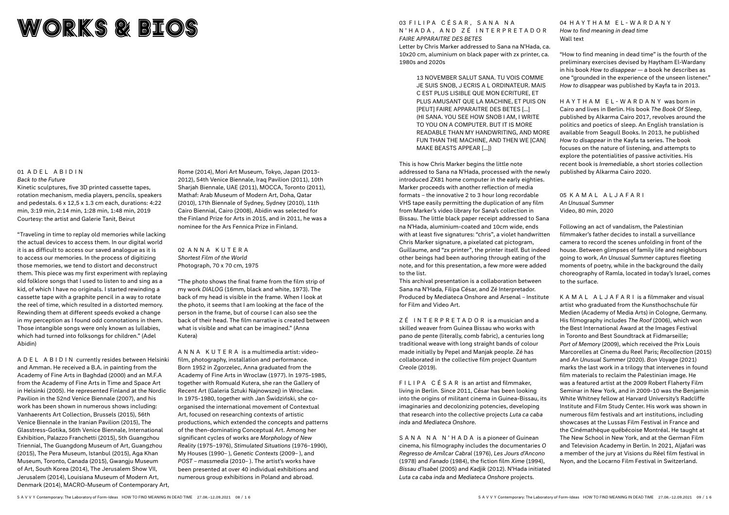# WORKS & BIOS

## 01 ADEL ABIDIN

*Back to the Future*

Kinetic sculptures, five 3D printed cassette tapes, rotation mechanism, media players, pencils, speakers and pedestals. 6 x 12,5 x 1.3 cm each, durations: 4:22 min, 3:19 min, 2:14 min, 1:28 min, 1:48 min, 2019

Courtesy: the artist and Galerie Tanit, Beirut

"Traveling in time to replay old memories while lacking the actual devices to access them. In our digital world it is as difficult to access our saved analogue as it is to access our memories. In the process of digitizing those memories, we tend to distort and deconstruct them. This piece was my first experiment with replaying old folklore songs that I used to listen to and sing as a kid, of which I have no originals. I started rewinding a cassette tape with a graphite pencil in a way to rotate the reel of time, which resulted in a distorted memory. Rewinding them at different speeds evoked a change in my perception as I found odd connotations in them. Those intangible songs were only known as lullabies, which had turned into folksongs for children." (Adel Abidin)

ADEL ABIDIN currently resides between Helsinki and Amman. He received a B.A. in painting from the Academy of Fine Arts in Baghdad (2000) and an M.F.A from the Academy of Fine Arts in Time and Space Art in Helsinki (2005). He represented Finland at the Nordic Pavilion in the 52nd Venice Biennale (2007), and his work has been shown in numerous shows including: Vanhaerents Art Collection, Brussels (2015), 56th Venice Biennale in the Iranian Pavilion (2015), The Glasstress-Gotika, 56th Venice Biennale, International Exhibition, Palazzo Franchetti (2015), 5th Guangzhou Triennial, The Guangdong Museum of Art, Guangzhou (2015), The Pera Museum, Istanbul (2015), Aga Khan Museum, Toronto, Canada (2015), Gwangju Museum of Art, South Korea (2014), The Jerusalem Show VII, Jerusalem (2014), Louisiana Museum of Modern Art, Denmark (2014), MACRO-Museum of Contemporary Art, Rome (2014), Mori Art Museum, Tokyo, Japan (2013-2012), 54th Venice Biennale, Iraq Pavilion (2011), 10th Sharjah Biennale, UAE (2011), MOCCA, Toronto (2011), Mathaf: Arab Museum of Modern Art, Doha, Qatar (2010), 17th Biennale of Sydney, Sydney (2010), 11th Cairo Biennial, Cairo (2008), Abidin was selected for the Finland Prize for Arts in 2015, and in 2011, he was a nominee for the Ars Fennica Prize in Finland.

## 02 ANNA KUTERA

*Shortest Film of the World*

Photograph, 70 x 70 cm, 1975

"The photo shows the final frame from the film strip of my work *DIALOG* (16mm, black and white, 1973). The back of my head is visible in the frame. When I look at the photo, it seems that I am looking at the face of the person in the frame, but of course I can also see the back of their head. The film narrative is created between what is visible and what can be imagined." (Anna Kutera)

ANNA KUTERA is a multimedia artist: video-film, photography, installation and performance. Born 1952 in Zgorzelec, Anna graduated from the Academy of Fine Arts in Wroclaw (1977). In 1975-1985, together with Romuald Kutera, she ran the Gallery of Recent Art (Galeria Sztuki Najnowszej) in Wroclaw. In 1975-1980, together with Jan Świdziński, she co-organised the international movement of Contextual Art, focused on researching contexts of artistic productions, which extended the concepts and patterns of the then-dominating Conceptual Art. Among her significant cycles of works are *Morphology of New Reality* (1975–1976), *Stimulated Situations* (1976–1990), My Houses (1990– ), *Genetic Contexts* (2009– ), and *POST – massmedia* (2010– ). The artist's works have been presented at over 40 individual exhibitions and numerous group exhibitions in Poland and abroad.

## 03 FILIPA CÉSAR, SANA NA N'HADA, AND ZÉ INTERPRETADOR

*FAIRE APPARAITRE DES BETES*

Letter by Chris Marker addressed to Sana na N'Hada, ca. 10x20 cm, aluminium on black paper with zx printer, ca. 1980s and 2020s

> 13 NOVEMBER SALUT SANA. TU VOIS COMME JE SUIS SNOB, J ECRIS A L ORDINATEUR. MAIS C EST PLUS LISIBLE QUE MON ECRITURE, ET PLUS AMUSANT QUE LA MACHINE, ET PUIS ON [PEUT] FAIRE APPARAITRE DES BETES [...]
> (HI SANA. YOU SEE HOW SNOB I AM, I WRITE TO YOU ON A COMPUTER. BUT IT IS MORE READABLE THAN MY HANDWRITING, AND MORE FUN THAN THE MACHINE, AND THEN WE [CAN] MAKE BEASTS APPEAR [...])

This is how Chris Marker begins the little note addressed to Sana na N'Hada, processed with the newly introduced ZX81 home computer in the early eighties. Marker proceeds with another reflection of media formats – the innovative 2 to 3 hour long recordable VHS tape easily permitting the duplication of any film from Marker's video library for Sana's collection in Bissau. The little black paper receipt addressed to Sana na N'Hada, aluminium-coated and 10cm wide, ends with at least five signatures: "chris", a violet handwritten Chris Marker signature, a pixelated cat pictogram, Guillaume, and "zx printer", the printer itself. But indeed other beings had been authoring through eating of the note, and for this presentation, a few more were added to the list.

This archival presentation is a collaboration between Sana na N'Hada, Filipa César, and Zé Interpretador. Produced by Mediateca Onshore and Arsenal – Institute for Film and Video Art.

ZÉ INTERPRETADOR is a musician and a skilled weaver from Guinea Bissau who works with pano de pente (literally, comb fabric), a centuries long traditional weave with long straight bands of colour made initially by Pepel and Manjak people. Zé has collaborated in the collective film project *Quantum Creole* (2019).

FILIPA CÉSAR is an artist and filmmaker, living in Berlin. Since 2011, César has been looking into the origins of militant cinema in Guinea-Bissau, its imaginaries and decolonizing potencies, developing that research into the collective projects *Luta ca caba inda* and *Mediateca Onshore*.

SANA NA N'HADA is a pioneer of Guinean cinema, his filmography includes the documentaries *O Regresso de Amílcar Cabral* (1976), *Les Jours d'Ancono* (1978) and *Fanado* (1984), the fiction film *Xime* (1994), *Bissau d'Isabel* (2005) and *Kadjik* (2012). N'Hada initiated *Luta ca caba inda* and *Mediateca Onshore* projects.

## 04 HAYTHAM EL-WARDANY

*How to find meaning in dead time*

Wall text

"How to find meaning in dead time" is the fourth of the preliminary exercises devised by Haytham El-Wardany in his book *How to disappear* — a book he describes as one "grounded in the experience of the unseen listener." *How to disappear* was published by Kayfa ta in 2013.

HAYTHAM EL-WARDANY was born in Cairo and lives in Berlin. His book *The Book Of Sleep*, published by Alkarma Cairo 2017, revolves around the politics and poetics of sleep. An English translation is available from Seagull Books. In 2013, he published *How to disappear* in the Kayfa ta series. The book focuses on the nature of listening, and attempts to explore the potentialities of passive activities. His recent book is *Irremediable*, a short stories collection published by Alkarma Cairo 2020.

## 05 KAMAL ALJAFARI

*An Unusual Summer*

Video, 80 min, 2020

Following an act of vandalism, the Palestinian filmmaker's father decides to install a surveillance camera to record the scenes unfolding in front of the house. Between glimpses of family life and neighbours going to work, *An Unusual Summer* captures fleeting moments of poetry, while in the background the daily choreography of Ramla, located in today's Israel, comes to the surface.

KAMAL ALJAFARI is a filmmaker and visual artist who graduated from the Kunsthochschule für Medien (Academy of Media Arts) in Cologne, Germany. His filmography includes *The Roof* (2006), which won the Best International Award at the Images Festival in Toronto and Best Soundtrack at Fidmarseille; *Port of Memory* (2009), which received the Prix Louis Marcorelles at Cinema du Reel Paris; *Recollection* (2015) and *An Unusual Summer* (2020). *Bon Voyage* (2021) marks the last work in a trilogy that intervenes in found film materials to reclaim the Palestinian image. He was a featured artist at the 2009 Robert Flaherty Film Seminar in New York, and in 2009-10 was the Benjamin White Whitney fellow at Harvard University's Radcliffe Institute and Film Study Center. His work was shown in numerous film festivals and art institutions, including showcases at the Lussas Film Festival in France and the Cinémathèque québécoise Montréal. He taught at The New School in New York, and at the German Film and Television Academy in Berlin. In 2021, Aljafari was a member of the jury at Visions du Réel film festival in Nyon, and the Locarno Film Festival in Switzerland.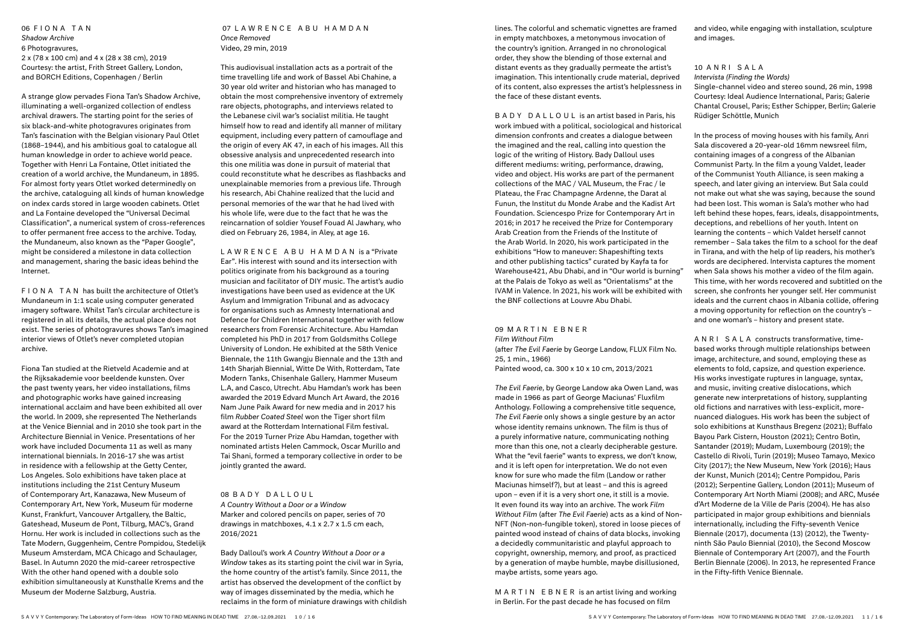## 06 FIONA TAN

*Shadow Archive*
6 Photogravures,
2 x (78 x 100 cm) and 4 x (28 x 38 cm), 2019
Courtesy: the artist, Frith Street Gallery, London, and BORCH Editions, Copenhagen / Berlin

A strange glow pervades Fiona Tan's Shadow Archive, illuminating a well-organized collection of endless archival drawers. The starting point for the series of six black-and-white photogravures originates from Tan's fascination with the Belgian visionary Paul Otlet (1868–1944), and his ambitious goal to catalogue all human knowledge in order to achieve world peace. Together with Henri La Fontaine, Otlet initiated the creation of a world archive, the Mundaneum, in 1895. For almost forty years Otlet worked determinedly on the archive, cataloguing all kinds of human knowledge on index cards stored in large wooden cabinets. Otlet and La Fontaine developed the "Universal Decimal Classification", a numerical system of cross-references to offer permanent free access to the archive. Today, the Mundaneum, also known as the "Paper Google", might be considered a milestone in data collection and management, sharing the basic ideas behind the Internet.

FIONA TAN has built the architecture of Otlet's Mundaneum in 1:1 scale using computer generated imagery software. Whilst Tan's circular architecture is registered in all its details, the actual place does not exist. The series of photogravures shows Tan's imagined interior views of Otlet's never completed utopian archive.

Fiona Tan studied at the Rietveld Academie and at the Rijksakademie voor beeldende kunsten. Over the past twenty years, her video installations, films and photographic works have gained increasing international acclaim and have been exhibited all over the world. In 2009, she represented The Netherlands at the Venice Biennial and in 2010 she took part in the Architecture Biennial in Venice. Presentations of her work have included Documenta 11 as well as many international biennials. In 2016-17 she was artist in residence with a fellowship at the Getty Center, Los Angeles. Solo exhibitions have taken place at institutions including the 21st Century Museum of Contemporary Art, Kanazawa, New Museum of Contemporary Art, New York, Museum für moderne Kunst, Frankfurt, Vancouver Artgallery, the Baltic, Gateshead, Museum de Pont, Tilburg, MAC's, Grand Hornu. Her work is included in collections such as the Tate Modern, Guggenheim, Centre Pompidou, Stedelijk Museum Amsterdam, MCA Chicago and Schaulager, Basel. In Autumn 2020 the mid-career retrospective With the other hand opened with a double solo exhibition simultaneously at Kunsthalle Krems and the Museum der Moderne Salzburg, Austria.

## 07 LAWRENCE ABU HAMDAN

*Once Removed*
Video, 29 min, 2019

This audiovisual installation acts as a portrait of the time travelling life and work of Bassel Abi Chahine, a 30 year old writer and historian who has managed to obtain the most comprehensive inventory of extremely rare objects, photographs, and interviews related to the Lebanese civil war's socialist militia. He taught himself how to read and identify all manner of military equipment, including every pattern of camouflage and the origin of every AK 47, in each of his images. All this obsessive analysis and unprecedented research into this one militia was done in pursuit of material that could reconstitute what he describes as flashbacks and unexplainable memories from a previous life. Through his research, Abi Chahine realized that the lucid and personal memories of the war that he had lived with his whole life, were due to the fact that he was the reincarnation of soldier Yousef Fouad Al Jawhary, who died on February 26, 1984, in Aley, at age 16.

LAWRENCE ABU HAMDAN is a "Private Ear". His interest with sound and its intersection with politics originate from his background as a touring musician and facilitator of DIY music. The artist's audio investigations have been used as evidence at the UK Asylum and Immigration Tribunal and as advocacy for organisations such as Amnesty International and Defence for Children International together with fellow researchers from Forensic Architecture. Abu Hamdan completed his PhD in 2017 from Goldsmiths College University of London. He exhibited at the 58th Venice Biennale, the 11th Gwangju Biennale and the 13th and 14th Sharjah Biennial, Witte De With, Rotterdam, Tate Modern Tanks, Chisenhale Gallery, Hammer Museum L.A, and Casco, Utrecht. Abu Hamdan's work has been awarded the 2019 Edvard Munch Art Award, the 2016 Nam June Paik Award for new media and in 2017 his film *Rubber Coated Steel* won the Tiger short film award at the Rotterdam International Film festival. For the 2019 Turner Prize Abu Hamdan, together with nominated artists Helen Cammock, Oscar Murillo and Tai Shani, formed a temporary collective in order to be jointly granted the award.

## 08 BADY DALLOUL

*A Country Without a Door or a Window*
Marker and colored pencils on paper, series of 70 drawings in matchboxes, 4.1 x 2.7 x 1.5 cm each, 2016/2021

Bady Dalloul's work *A Country Without a Door or a Window* takes as its starting point the civil war in Syria, the home country of the artist's family. Since 2011, the artist has observed the development of the conflict by way of images disseminated by the media, which he reclaims in the form of miniature drawings with childish lines. The colorful and schematic vignettes are framed in empty matchboxes, a metonymous invocation of the country's ignition. Arranged in no chronological order, they show the blending of those external and distant events as they gradually permeate the artist's imagination. This intentionally crude material, deprived of its content, also expresses the artist's helplessness in the face of these distant events.

BADY DALLOUL is an artist based in Paris, his work imbued with a political, sociological and historical dimension confronts and creates a dialogue between the imagined and the real, calling into question the logic of the writing of History. Bady Dalloul uses different mediums: writing, performance, drawing, video and object. His works are part of the permanent collections of the MAC / VAL Museum, the Frac / le Plateau, the Frac Champagne Ardenne, the Darat al Funun, the Institut du Monde Arabe and the Kadist Art Foundation. Sciencespo Prize for Contemporary Art in 2016; in 2017 he received the Prize for Contemporary Arab Creation from the Friends of the Institute of the Arab World. In 2020, his work participated in the exhibitions "How to maneuver: Shapeshifting texts and other publishing tactics" curated by Kayfa ta for Warehouse421, Abu Dhabi, and in "Our world is burning" at the Palais de Tokyo as well as "Orientalisms" at the IVAM in Valence. In 2021, his work will be exhibited with the BNF collections at Louvre Abu Dhabi.

## 09 MARTIN EBNER

*Film Without Film*
(after *The Evil Faerie* by George Landow, FLUX Film No. 25, 1 min., 1966)
Painted wood, ca. 300 x 10 x 10 cm, 2013/2021

*The Evil Faerie*, by George Landow aka Owen Land, was made in 1966 as part of George Maciunas' Fluxfilm Anthology. Following a comprehensive title sequence, *The Evil Faerie* only shows a single gesture by an actor whose identity remains unknown. The film is thus of a purely informative nature, communicating nothing more than this one, not a clearly decipherable gesture. What the "evil faerie" wants to express, we don't know, and it is left open for interpretation. We do not even know for sure who made the film (Landow or rather Maciunas himself?), but at least – and this is agreed upon – even if it is a very short one, it still is a movie. It even found its way into an archive. The work *Film Without Film* (after *The Evil Faerie*) acts as a kind of Non-NFT (Non-non-fungible token), stored in loose pieces of painted wood instead of chains of data blocks, invoking a decidedly communitaristic and playful approach to copyright, ownership, memory, and proof, as practiced by a generation of maybe humble, maybe disillusioned, maybe artists, some years ago.

MARTIN EBNER is an artist living and working in Berlin. For the past decade he has focused on film and video, while engaging with installation, sculpture and images.

## 10 ANRI SALA

*Intervista (Finding the Words)*
Single-channel video and stereo sound, 26 min, 1998
Courtesy: Ideal Audience International, Paris; Galerie Chantal Crousel, Paris; Esther Schipper, Berlin; Galerie Rüdiger Schöttle, Munich

In the process of moving houses with his family, Anri Sala discovered a 20-year-old 16mm newsreel film, containing images of a congress of the Albanian Communist Party. In the film a young Valdet, leader of the Communist Youth Alliance, is seen making a speech, and later giving an interview. But Sala could not make out what she was saying, because the sound had been lost. This woman is Sala's mother who had left behind these hopes, fears, ideals, disappointments, deceptions, and rebellions of her youth. Intent on learning the contents – which Valdet herself cannot remember – Sala takes the film to a school for the deaf in Tirana, and with the help of lip readers, his mother's words are deciphered. Intervista captures the moment when Sala shows his mother a video of the film again. This time, with her words recovered and subtitled on the screen, she confronts her younger self. Her communist ideals and the current chaos in Albania collide, offering a moving opportunity for reflection on the country's – and one woman's – history and present state.

ANRI SALA constructs transformative, time-based works through multiple relationships between image, architecture, and sound, employing these as elements to fold, capsize, and question experience. His works investigate ruptures in language, syntax, and music, inviting creative dislocations, which generate new interpretations of history, supplanting old fictions and narratives with less-explicit, more-nuanced dialogues. His work has been the subject of solo exhibitions at Kunsthaus Bregenz (2021); Buffalo Bayou Park Cistern, Houston (2021); Centro Botín, Santander (2019); Mudam, Luxembourg (2019); the Castello di Rivoli, Turin (2019); Museo Tamayo, Mexico City (2017); the New Museum, New York (2016); Haus der Kunst, Munich (2014); Centre Pompidou, Paris (2012); Serpentine Gallery, London (2011); Museum of Contemporary Art North Miami (2008); and ARC, Musée d'Art Moderne de la Ville de Paris (2004). He has also participated in major group exhibitions and biennials internationally, including the Fifty-seventh Venice Biennale (2017), documenta (13) (2012), the Twenty-ninth São Paulo Biennial (2010), the Second Moscow Biennale of Contemporary Art (2007), and the Fourth Berlin Biennale (2006). In 2013, he represented France in the Fifty-fifth Venice Biennale.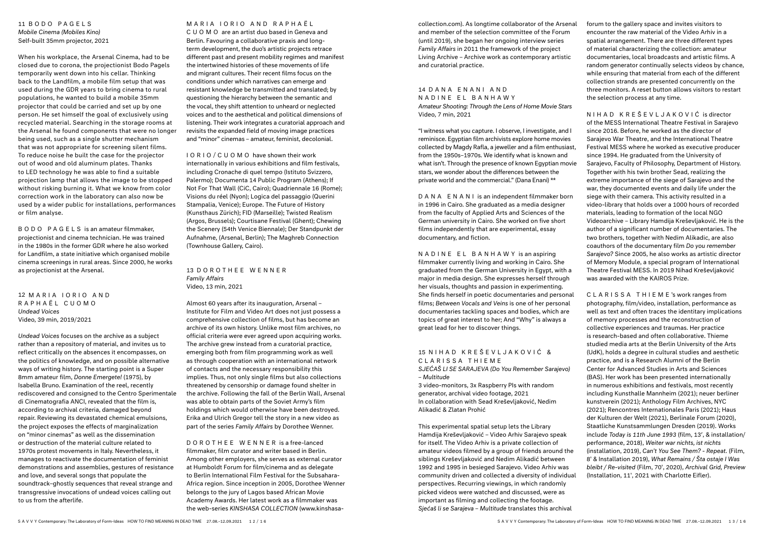## 11 BODO PAGELS

*Mobile Cinema (Mobiles Kino)*
Self-built 35mm projector, 2021

When his workplace, the Arsenal Cinema, had to be closed due to corona, the projectionist Bodo Pagels temporarily went down into his cellar. Thinking back to the Landfilm, a mobile film setup that was used during the GDR years to bring cinema to rural populations, he wanted to build a mobile 35mm projector that could be carried and set up by one person. He set himself the goal of exclusively using recycled material. Searching in the storage rooms at the Arsenal he found components that were no longer being used, such as a single shutter mechanism that was not appropriate for screening silent films. To reduce noise he built the case for the projector out of wood and old aluminum plates. Thanks to LED technology he was able to find a suitable projection lamp that allows the image to be stopped without risking burning it. What we know from color correction work in the laboratory can also now be used by a wider public for installations, performances or film analyse.

BODO PAGELS is an amateur filmmaker, projectionist and cinema technician. He was trained in the 1980s in the former GDR where he also worked for Landfilm, a state initiative which organised mobile cinema screenings in rural areas. Since 2000, he works as projectionist at the Arsenal.

## 12 MARIA IORIO AND RAPHAËL CUOMO

*Undead Voices*
Video, 39 min, 2019/2021

*Undead Voices* focuses on the archive as a subject rather than a repository of material, and invites us to reflect critically on the absences it encompasses, on the politics of knowledge, and on possible alternative ways of writing history. The starting point is a Super 8mm amateur film, *Donne Emergete!* (1975), by Isabella Bruno. Examination of the reel, recently rediscovered and consigned to the Centro Sperimentale di Cinematografia ANCI, revealed that the film is, according to archival criteria, damaged beyond repair. Reviewing its devastated chemical emulsions, the project exposes the effects of marginalization on "minor cinemas" as well as the dissemination or destruction of the material culture related to 1970s protest movements in Italy. Nevertheless, it manages to reactivate the documentation of feminist demonstrations and assemblies, gestures of resistance and love, and several songs that populate the soundtrack–ghostly sequences that reveal strange and transgressive invocations of undead voices calling out to us from the afterlife.

MARIA IORIO AND RAPHAËL CUOMO are an artist duo based in Geneva and Berlin. Favouring a collaborative praxis and long-term development, the duo's artistic projects retrace different past and present mobility regimes and manifest the intertwined histories of these movements of life and migrant cultures. Their recent films focus on the conditions under which narratives can emerge and resistant knowledge be transmitted and translated; by questioning the hierarchy between the semantic and the vocal, they shift attention to unheard or neglected voices and to the aesthetical and political dimensions of listening. Their work integrates a curatorial approach and revisits the expanded field of moving image practices and "minor" cinemas – amateur, feminist, decolonial.

IORIO/CUOMO have shown their work internationally in various exhibitions and film festivals, including Cronache di quel tempo (Istituto Svizzero, Palermo); Documenta 14 Public Program (Athens); If Not For That Wall (CiC, Cairo); Quadriennale 16 (Rome); Visions du réel (Nyon); Logica del passaggio (Querini Stampalia, Venice); Europe. The Future of History (Kunsthaus Zürich); FID (Marseille); Twisted Realism (Argos, Brussels); Courtisane Festival (Ghent); Chewing the Scenery (54th Venice Biennale); Der Standpunkt der Aufnahme, (Arsenal, Berlin); The Maghreb Connection (Townhouse Gallery, Cairo).

## 13 DOROTHEE WENNER

*Family Affairs*
Video, 13 min, 2021

Almost 60 years after its inauguration, Arsenal – Institute for Film and Video Art does not just possess a comprehensive collection of films, but has become an archive of its own history. Unlike most film archives, no official criteria were ever agreed upon acquiring works. The archive grew instead from a curatorial practice, emerging both from film programming work as well as through cooperation with an international network of contacts and the necessary responsibility this implies. Thus, not only single films but also collections threatened by censorship or damage found shelter in the archive. Following the fall of the Berlin Wall, Arsenal was able to obtain parts of the Soviet Army's film holdings which would otherwise have been destroyed. Erika and Ulrich Gregor tell the story in a new video as part of the series *Family Affairs* by Dorothee Wenner.

DOROTHEE WENNER is a free-lanced filmmaker, film curator and writer based in Berlin. Among other employers, she serves as external curator at Humboldt Forum for film/cinema and as delegate to Berlin International Film Festival for the Subsahara-Africa region. Since inception in 2005, Dorothee Wenner belongs to the jury of Lagos based African Movie Academy Awards. Her latest work as a filmmaker was the web-series *KINSHASA COLLECTION* (www.kinshasa-collection.com). As longtime collaborator of the Arsenal and member of the selection committee of the Forum (until 2019), she began her ongoing interview series *Family Affairs* in 2011 the framework of the project Living Archive – Archive work as contemporary artistic and curatorial practice.

## 14 DANA ENANI AND NADINE EL BANHAWY

*Amateur Shooting: Through the Lens of Home Movie Stars*
Video, 7 min, 2021

"I witness what you capture. I observe, I investigate, and I reminisce. Egyptian film archivists explore home movies collected by Magdy Rafla, a jeweller and a film enthusiast, from the 1950s–1970s. We identify what is known and what isn't. Through the presence of known Egyptian movie stars, we wonder about the differences between the private world and the commercial." (Dana Enani) **

DANA ENANI is an independent filmmaker born in 1996 in Cairo. She graduated as a media designer from the faculty of Applied Arts and Sciences of the German university in Cairo. She worked on five short films independently that are experimental, essay documentary, and fiction.

NADINE EL BANHAWY is an aspiring filmmaker currently living and working in Cairo. She graduated from the German University in Egypt, with a major in media design. She expresses herself through her visuals, thoughts and passion in experimenting. She finds herself in poetic documentaries and personal films; *Between Vocals and Veins* is one of her personal documentaries tackling spaces and bodies, which are topics of great interest to her; And "Why" is always a great lead for her to discover things.

## 15 NIHAD KREŠEVLJAKOVIĆ & CLARISSA THIEME

*SJEĆAŠ LI SE SARAJEVA (Do You Remember Sarajevo) – Multitude*
3 video-monitors, 3x Raspberry PIs with random generator, archival video footage, 2021
In collaboration with Sead Kreševljaković, Nedim Alikadić & Zlatan Prohić

This experimental spatial setup lets the Library Hamdija Kreševljaković – Video Arhiv Sarajevo speak for itself. The Video Arhiv is a private collection of amateur videos filmed by a group of friends around the siblings Kreševljaković and Nedim Alikadić between 1992 and 1995 in besieged Sarajevo. Video Arhiv was community driven and collected a diversity of individual perspectives. Recurring viewings, in which randomly picked videos were watched and discussed, were as important as filming and collecting the footage. *Sjećaš li se Sarajeva – Multitude* translates this archival forum to the gallery space and invites visitors to encounter the raw material of the Video Arhiv in a spatial arrangement. There are three different types of material characterizing the collection: amateur documentaries, local broadcasts and artistic films. A random generator continually selects videos by chance, while ensuring that material from each of the different collection strands are presented concurrently on the three monitors. A reset button allows visitors to restart the selection process at any time.

NIHAD KREŠEVLJAKOVIĆ is director of the MESS International Theatre Festival in Sarajevo since 2016. Before, he worked as the director of Sarajevo War Theatre, and the International Theatre Festival MESS where he worked as executive producer since 1994. He graduated from the University of Sarajevo, Faculty of Philosophy, Department of History. Together with his twin brother Sead, realizing the extreme importance of the siege of Sarajevo and the war, they documented events and daily life under the siege with their camera. This activity resulted in a video-library that holds over a 1000 hours of recorded materials, leading to formation of the local NGO Videoarchive – Library Hamdija Kreševljaković. He is the author of a significant number of documentaries. The two brothers, together with Nedim Alikadic, are also coauthors of the documentary film *Do you remember Sarajevo?* Since 2005, he also works as artistic director of Memory Module, a special program of International Theatre Festival MESS. In 2019 Nihad Kreševljaković was awarded with the KAIROS Prize.

CLARISSA THIEME's work ranges from photography, film/video, installation, performance as well as text and often traces the identitary implications of memory processes and the reconstruction of collective experiences and traumas. Her practice is research-based and often collaborative. Thieme studied media arts at the Berlin University of the Arts (UdK), holds a degree in cultural studies and aesthetic practice, and is a Research Alumni of the Berlin Center for Advanced Studies in Arts and Sciences (BAS). Her work has been presented internationally in numerous exhibitions and festivals, most recently including Kunsthalle Mannheim (2021); neuer berliner kunstverein (2021); Anthology Film Archives, NYC (2021); Rencontres Internationales Paris (2021); Haus der Kulturen der Welt (2021), Berlinale Forum (2020), Staatliche Kunstsammlungen Dresden (2019). Works include *Today is 11th June 1993* (film, 13', & installation/ performance, 2018), *Weiter war nichts, ist nichts* (installation, 2019), *Can't You See Them? - Repeat.* (Film, 8' & Installation 2019), *What Remains / Šta ostaje I Was bleibt / Re-visited* (Film, 70', 2020), *Archival Grid, Preview* (Installation, 11', 2021 with Charlotte Eifler).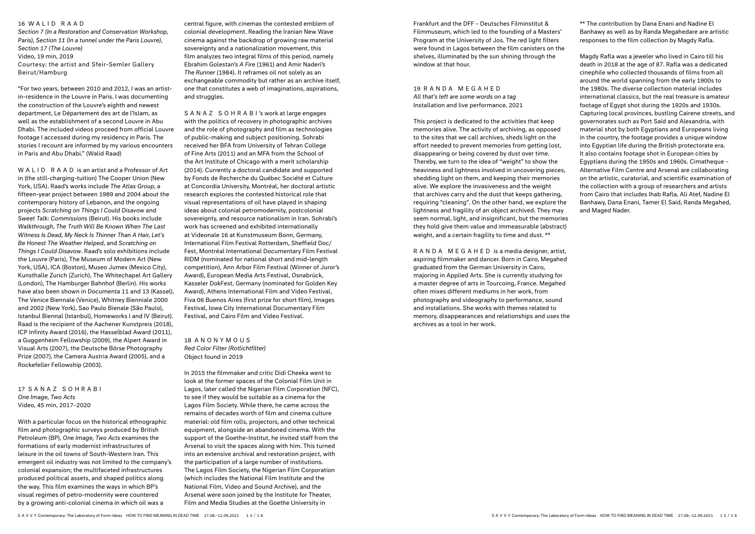## 16 WALID RAAD

*Section 7 (In a Restoration and Conservation Workshop, Paris), Section 11 (In a tunnel under the Paris Louvre), Section 17 (The Louvre)*
Video, 19 min, 2019
Courtesy: the artist and Sfeir-Semler Gallery Beirut/Hamburg

"For two years, between 2010 and 2012, I was an artist-in-residence in the Louvre in Paris. I was documenting the construction of the Louvre's eighth and newest department, Le Département des art de l'Islam, as well as the establishment of a second Louvre in Abu Dhabi. The included videos proceed from official Louvre footage I accessed during my residency in Paris. The stories I recount are informed by my various encounters in Paris and Abu Dhabi." (Walid Raad)

WALID RAAD is an artist and a Professor of Art in (the still-charging-tuition) The Cooper Union (New York, USA). Raad's works include *The Atlas Group*, a fifteen-year project between 1989 and 2004 about the contemporary history of Lebanon, and the ongoing projects *Scratching on Things I Could Disavow* and *Sweet Talk: Commissions* (Beirut). His books include *Walkthrough, The Truth Will Be Known When The Last Witness Is Dead, My Neck Is Thinner Than A Hair, Let's Be Honest The Weather Helped*, and *Scratching on Things I Could Disavow*. Raad's solo exhibitions include the Louvre (Paris), The Museum of Modern Art (New York, USA), ICA (Boston), Museo Jumex (Mexico City), Kunsthalle Zurich (Zurich), The Whitechapel Art Gallery (London), The Hamburger Bahnhof (Berlin). His works have also been shown in Documenta 11 and 13 (Kassel), The Venice Biennale (Venice), Whitney Bienniale 2000 and 2002 (New York), Sao Paulo Bienale (São Paulo), Istanbul Biennal (Istanbul), Homeworks I and IV (Beirut). Raad is the recipient of the Aachener Kunstpreis (2018), ICP Infinity Award (2016), the Hasselblad Award (2011), a Guggenheim Fellowship (2009), the Alpert Award in Visual Arts (2007), the Deutsche Börse Photography Prize (2007), the Camera Austria Award (2005), and a Rockefeller Fellowship (2003).

## 17 SANAZ SOHRABI

*One Image, Two Acts*
Video, 45 min, 2017–2020

With a particular focus on the historical ethnographic film and photographic surveys produced by British Petroleum (BP), *One Image, Two Acts* examines the formations of early modernist infrastructures of leisure in the oil towns of South-Western Iran. This emergent oil industry was not limited to the company's colonial expansion; the multifaceted infrastructures produced political assets, and shaped politics along the way. This film examines the ways in which BP's visual regimes of petro-modernity were countered by a growing anti-colonial cinema in which oil was a central figure, with cinemas the contested emblem of colonial development. Reading the Iranian New Wave cinema against the backdrop of growing raw material sovereignty and a nationalization movement, this film analyzes two integral films of this period, namely Ebrahim Golestan's *A Fire* (1961) and Amir Naderi's *The Runner* (1984). It reframes oil not solely as an exchangeable commodity but rather as an archive itself, one that constitutes a web of imaginations, aspirations, and struggles.

SANAZ SOHRABI's work at large engages with the politics of recovery in photographic archives and the role of photography and film as technologies of public-making and subject positioning. Sohrabi received her BFA from University of Tehran College of Fine Arts (2011) and an MFA from the School of the Art Institute of Chicago with a merit scholarship (2014). Currently a doctoral candidate and supported by Fonds de Recherche du Québec Société et Culture at Concordia University, Montréal, her doctoral artistic research explores the contested historical role that visual representations of oil have played in shaping ideas about colonial petromodernity, postcolonial sovereignty, and resource nationalism in Iran. Sohrabi's work has screened and exhibited internationally at Videonale 16 at Kunstmuseum Bonn, Germany, International Film Festival Rotterdam, Sheffield Doc/Fest, Montréal International Documentary Film Festival RIDM (nominated for national short and mid-length competition), Ann Arbor Film Festival (Winner of Juror's Award), European Media Arts Festival, Osnabrück, Kasseler DokFest, Germany (nominated for Golden Key Award), Athens International Film and Video Festival, Fiva 06 Buenos Aires (first prize for short film), Images Festival, Iowa City International Documentary Film Festival, and Cairo Film and Video Festival.

## 18 ANONYMOUS

*Red Color Filter (Rotlichtfilter)*
Object found in 2019

In 2015 the filmmaker and critic Didi Cheeka went to look at the former spaces of the Colonial Film Unit in Lagos, later called the Nigerian Film Corporation (NFC), to see if they would be suitable as a cinema for the Lagos Film Society. While there, he came across the remains of decades worth of film and cinema culture material: old film rolls, projectors, and other technical equipment, alongside an abandoned cinema. With the support of the Goethe-Institut, he invited staff from the Arsenal to visit the spaces along with him. This turned into an extensive archival and restoration project, with the participation of a large number of institutions. The Lagos Film Society, the Nigerian Film Corporation (which includes the National Film Institute and the National Film, Video and Sound Archive), and the Arsenal were soon joined by the Institute for Theater, Film and Media Studies at the Goethe University in Frankfurt and the DFF – Deutsches Filminstitut & Filmmuseum, which led to the founding of a Masters' Program at the University of Jos. The red light filters were found in Lagos between the film canisters on the shelves, illuminated by the sun shining through the window at that hour.

## 19 RANDA MEGAHED

*All that's left are some words on a tag*
Installation and live performance, 2021

This project is dedicated to the activities that keep memories alive. The activity of archiving, as opposed to the sites that we call archives, sheds light on the effort needed to prevent memories from getting lost, disappearing or being covered by dust over time. Thereby, we turn to the idea of "weight" to show the heaviness and lightness involved in uncovering pieces, shedding light on them, and keeping their memories alive. We explore the invasiveness and the weight that archives carry and the dust that keeps gathering, requiring "cleaning". On the other hand, we explore the lightness and fragility of an object archived. They may seem normal, light, and insignificant, but the memories they hold give them value and immeasurable (abstract) weight, and a certain fragility to time and dust. **

RANDA MEGAHED is a media designer, artist, aspiring filmmaker and dancer. Born in Cairo, Megahed graduated from the German University in Cairo, majoring in Applied Arts. She is currently studying for a master degree of arts in Tourcoing, France. Megahed often mixes different mediums in her work, from photography and videography to performance, sound and installations. She works with themes related to memory, disappearances and relationships and uses the archives as a tool in her work.

** The contribution by Dana Enani and Nadine El Banhawy as well as by Randa Megahedare are artistic responses to the film collection by Magdy Rafla.

Magdy Rafla was a jeweler who lived in Cairo till his death in 2018 at the age of 87. Rafla was a dedicated cinephile who collected thousands of films from all around the world spanning from the early 1900s to the 1980s. The diverse collection material includes international classics, but the real treasure is amateur footage of Egypt shot during the 1920s and 1930s. Capturing local provinces, bustling Cairene streets, and governorates such as Port Said and Alexandria, with material shot by both Egyptians and Europeans living in the country, the footage provides a unique window into Egyptian life during the British protectorate era. It also contains footage shot in European cities by Egyptians during the 1950s and 1960s. Cimatheque – Alternative Film Centre and Arsenal are collaborating on the artistic, curatorial, and scientific examination of the collection with a group of researchers and artists from Cairo that includes Ihab Rafla, Ali Atef, Nadine El Banhawy, Dana Enani, Tamer El Said, Randa Megahed, and Maged Nader.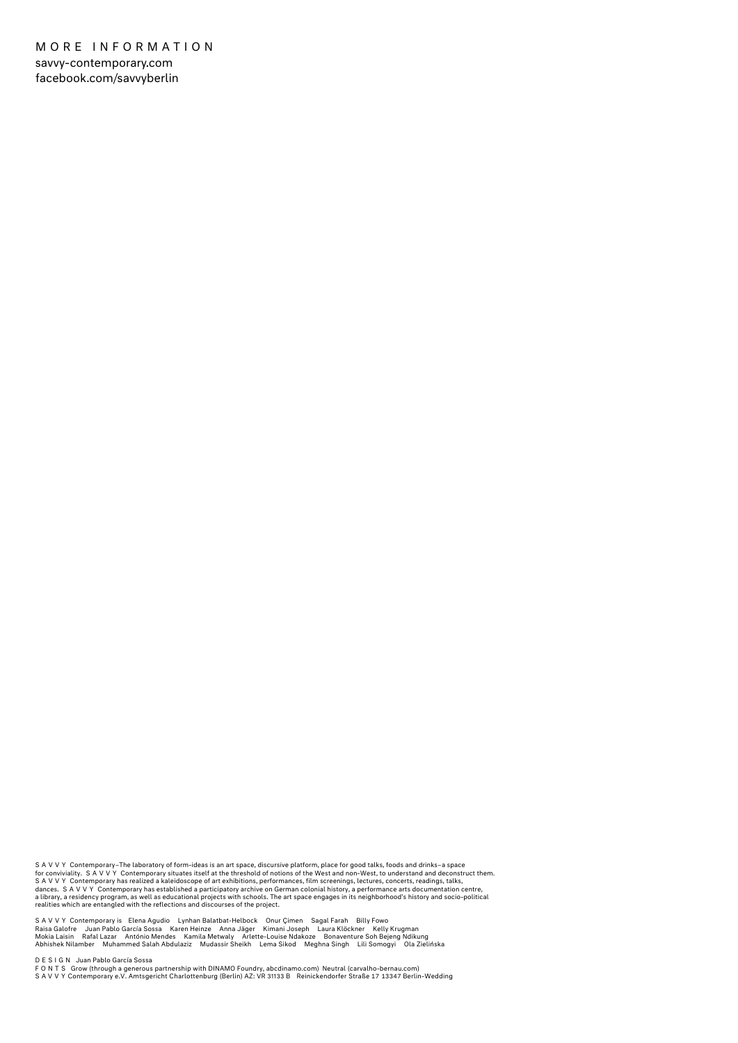## M O R E  I N F O R M A T I O N

savvy-contemporary.com
facebook.com/savvyberlin

S A V V Y Contemporary–The laboratory of form-ideas is an art space, discursive platform, place for good talks, foods and drinks–a space for conviviality. S A V V Y Contemporary situates itself at the threshold of notions of the West and non-West, to understand and deconstruct them. S A V V Y Contemporary has realized a kaleidoscope of art exhibitions, performances, film screenings, lectures, concerts, readings, talks, dances. S A V V Y Contemporary has established a participatory archive on German colonial history, a performance arts documentation centre, a library, a residency program, as well as educational projects with schools. The art space engages in its neighborhood's history and socio-political realities which are entangled with the reflections and discourses of the project.

S A V V Y Contemporary is Elena Agudio Lynhan Balatbat-Helbock Onur Çimen Sagal Farah Billy Fowo Raisa Galofre Juan Pablo García Sossa Karen Heinze Anna Jäger Kimani Joseph Laura Klöckner Kelly Krugman Mokia Laisin Rafal Lazar António Mendes Kamila Metwaly Arlette-Louise Ndakoze Bonaventure Soh Bejeng Ndikung Abhishek Nilamber Muhammed Salah Abdulaziz Mudassir Sheikh Lema Sikod Meghna Singh Lili Somogyi Ola Zielińska

D E S I G N Juan Pablo García Sossa
F O N T S Grow (through a generous partnership with DINAMO Foundry, abcdinamo.com) Neutral (carvalho-bernau.com)
S A V V Y Contemporary e.V. Amtsgericht Charlottenburg (Berlin) AZ: VR 31133 B Reinickendorfer Straße 17 13347 Berlin-Wedding